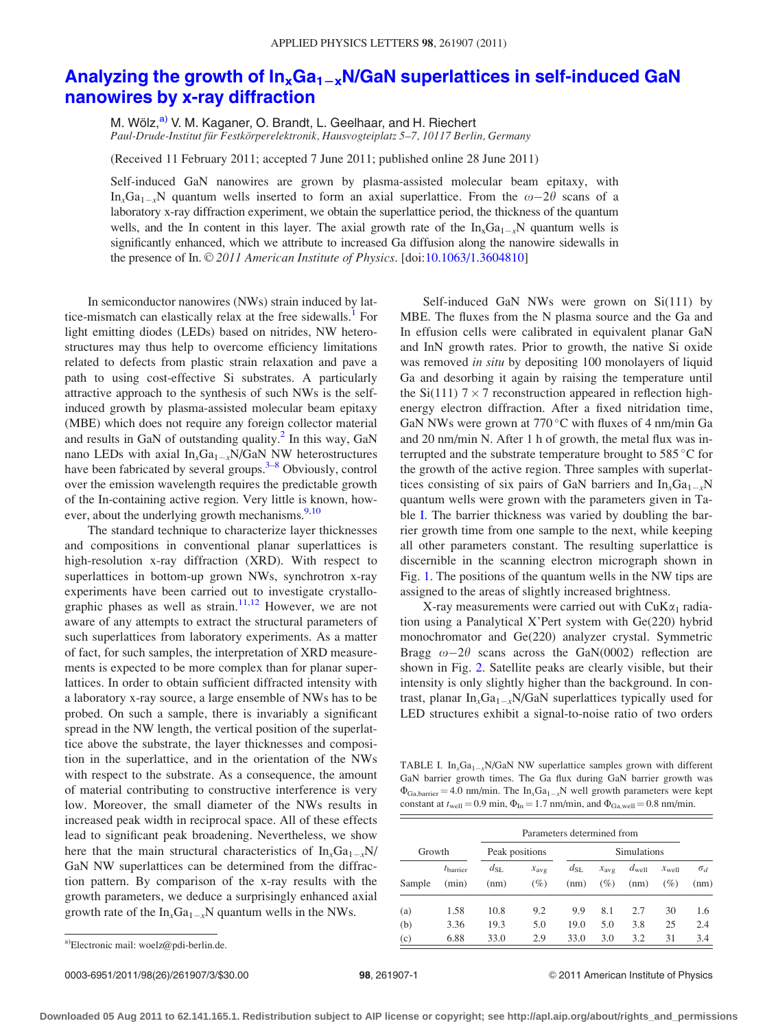# Analyzing the growth of $In_xGa_{1-x}N$/GaN superlattices in self-induced GaN nanowires by x-ray diffraction

M. Wölz,[a)] V. M. Kaganer, O. Brandt, L. Geelhaar, and H. Riechert

*Paul-Drude-Institut für Festkörperelektronik, Hausvogteiplatz 5–7, 10117 Berlin, Germany*

(Received 11 February 2011; accepted 7 June 2011; published online 28 June 2011)

Self-induced GaN nanowires are grown by plasma-assisted molecular beam epitaxy, with $In_xGa_{1-x}N$ quantum wells inserted to form an axial superlattice. From the $\omega-2\theta$ scans of a laboratory x-ray diffraction experiment, we obtain the superlattice period, the thickness of the quantum wells, and the In content in this layer. The axial growth rate of the $In_xGa_{1-x}N$ quantum wells is significantly enhanced, which we attribute to increased Ga diffusion along the nanowire sidewalls in the presence of In. © *2011 American Institute of Physics*. [doi:10.1063/1.3604810]

In semiconductor nanowires (NWs) strain induced by lattice-mismatch can elastically relax at the free sidewalls.[1] For light emitting diodes (LEDs) based on nitrides, NW heterostructures may thus help to overcome efficiency limitations related to defects from plastic strain relaxation and pave a path to using cost-effective Si substrates. A particularly attractive approach to the synthesis of such NWs is the self-induced growth by plasma-assisted molecular beam epitaxy (MBE) which does not require any foreign collector material and results in GaN of outstanding quality.[2] In this way, GaN nano LEDs with axial $In_xGa_{1-x}N$/GaN NW heterostructures have been fabricated by several groups.[3–8] Obviously, control over the emission wavelength requires the predictable growth of the In-containing active region. Very little is known, however, about the underlying growth mechanisms.[9,10]

The standard technique to characterize layer thicknesses and compositions in conventional planar superlattices is high-resolution x-ray diffraction (XRD). With respect to superlattices in bottom-up grown NWs, synchrotron x-ray experiments have been carried out to investigate crystallographic phases as well as strain.[11,12] However, we are not aware of any attempts to extract the structural parameters of such superlattices from laboratory experiments. As a matter of fact, for such samples, the interpretation of XRD measurements is expected to be more complex than for planar superlattices. In order to obtain sufficient diffracted intensity with a laboratory x-ray source, a large ensemble of NWs has to be probed. On such a sample, there is invariably a significant spread in the NW length, the vertical position of the superlattice above the substrate, the layer thicknesses and composition in the superlattice, and in the orientation of the NWs with respect to the substrate. As a consequence, the amount of material contributing to constructive interference is very low. Moreover, the small diameter of the NWs results in increased peak width in reciprocal space. All of these effects lead to significant peak broadening. Nevertheless, we show here that the main structural characteristics of $In_xGa_{1-x}N$/GaN NW superlattices can be determined from the diffraction pattern. By comparison of the x-ray results with the growth parameters, we deduce a surprisingly enhanced axial growth rate of the $In_xGa_{1-x}N$ quantum wells in the NWs.

Self-induced GaN NWs were grown on Si(111) by MBE. The fluxes from the N plasma source and the Ga and In effusion cells were calibrated in equivalent planar GaN and InN growth rates. Prior to growth, the native Si oxide was removed *in situ* by depositing 100 monolayers of liquid Ga and desorbing it again by raising the temperature until the Si(111) $7\times7$ reconstruction appeared in reflection high-energy electron diffraction. After a fixed nitridation time, GaN NWs were grown at 770 °C with fluxes of 4 nm/min Ga and 20 nm/min N. After 1 h of growth, the metal flux was interrupted and the substrate temperature brought to 585 °C for the growth of the active region. Three samples with superlattices consisting of six pairs of GaN barriers and $In_xGa_{1-x}N$ quantum wells were grown with the parameters given in Table I. The barrier thickness was varied by doubling the barrier growth time from one sample to the next, while keeping all other parameters constant. The resulting superlattice is discernible in the scanning electron micrograph shown in Fig. 1. The positions of the quantum wells in the NW tips are assigned to the areas of slightly increased brightness.

X-ray measurements were carried out with CuK$\alpha_1$ radiation using a Panalytical X'Pert system with Ge(220) hybrid monochromator and Ge(220) analyzer crystal. Symmetric Bragg $\omega-2\theta$ scans across the GaN(0002) reflection are shown in Fig. 2. Satellite peaks are clearly visible, but their intensity is only slightly higher than the background. In contrast, planar $In_xGa_{1-x}N$/GaN superlattices typically used for LED structures exhibit a signal-to-noise ratio of two orders

TABLE I. $In_xGa_{1-x}N$/GaN NW superlattice samples grown with different GaN barrier growth times. The Ga flux during GaN barrier growth was $\Phi_{Ga,barrier}=4.0$ nm/min. The $In_xGa_{1-x}N$ well growth parameters were kept constant at $t_{well}=0.9$ min, $\Phi_{In}=1.7$ nm/min, and $\Phi_{Ga,well}=0.8$ nm/min.

| Growth | | Parameters determined from | | | | | | |
|---|---|---|---|---|---|---|---|---|
| | | Peak positions | | Simulations | | | | |
| Sample | $t_{barrier}$ (min) | $d_{SL}$ (nm) | $x_{avg}$ (%) | $d_{SL}$ (nm) | $x_{avg}$ (%) | $d_{well}$ (nm) | $x_{well}$ (%) | $\sigma_d$ (nm) |
| (a) | 1.58 | 10.8 | 9.2 | 9.9 | 8.1 | 2.7 | 30 | 1.6 |
| (b) | 3.36 | 19.3 | 5.0 | 19.0 | 5.0 | 3.8 | 25 | 2.4 |
| (c) | 6.88 | 33.0 | 2.9 | 33.0 | 3.0 | 3.2 | 31 | 3.4 |

[a)]Electronic mail: woelz@pdi-berlin.de.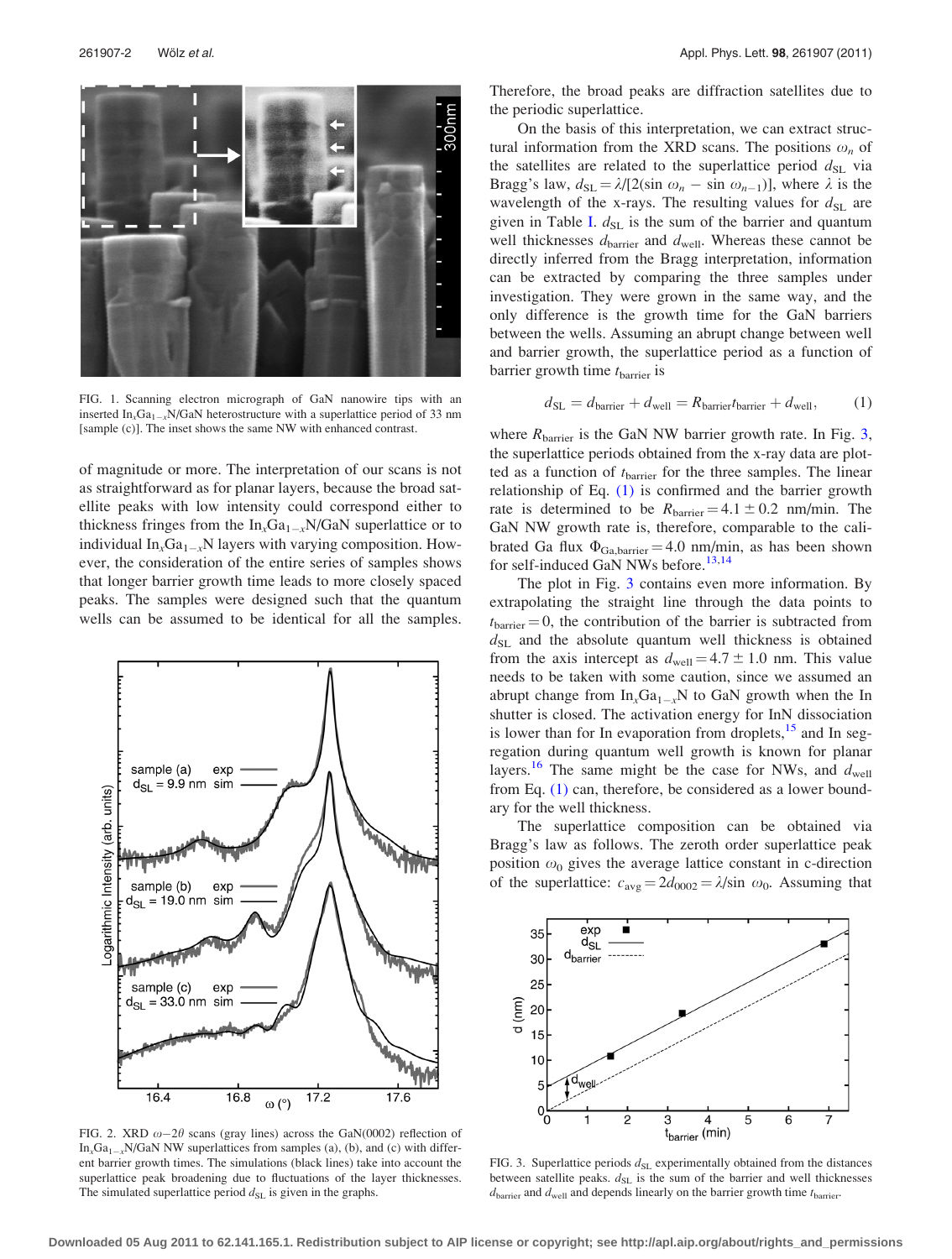FIG. 1. Scanning electron micrograph of GaN nanowire tips with an inserted $In_xGa_{1-x}N$/GaN heterostructure with a superlattice period of 33 nm [sample (c)]. The inset shows the same NW with enhanced contrast.

of magnitude or more. The interpretation of our scans is not as straightforward as for planar layers, because the broad satellite peaks with low intensity could correspond either to thickness fringes from the $In_xGa_{1-x}N$/GaN superlattice or to individual $In_xGa_{1-x}N$ layers with varying composition. However, the consideration of the entire series of samples shows that longer barrier growth time leads to more closely spaced peaks. The samples were designed such that the quantum wells can be assumed to be identical for all the samples.

FIG. 2. XRD $\omega-2\theta$ scans (gray lines) across the GaN(0002) reflection of $In_xGa_{1-x}N$/GaN NW superlattices from samples (a), (b), and (c) with different barrier growth times. The simulations (black lines) take into account the superlattice peak broadening due to fluctuations of the layer thicknesses. The simulated superlattice period $d_{SL}$ is given in the graphs.

Therefore, the broad peaks are diffraction satellites due to the periodic superlattice.

On the basis of this interpretation, we can extract structural information from the XRD scans. The positions $\omega_n$ of the satellites are related to the superlattice period $d_{SL}$ via Bragg's law, $d_{SL} = \lambda/[2(\sin \omega_n - \sin \omega_{n-1})]$, where $\lambda$ is the wavelength of the x-rays. The resulting values for $d_{SL}$ are given in Table I. $d_{SL}$ is the sum of the barrier and quantum well thicknesses $d_{barrier}$ and $d_{well}$. Whereas these cannot be directly inferred from the Bragg interpretation, information can be extracted by comparing the three samples under investigation. They were grown in the same way, and the only difference is the growth time for the GaN barriers between the wells. Assuming an abrupt change between well and barrier growth, the superlattice period as a function of barrier growth time $t_{barrier}$ is

$$d_{SL} = d_{barrier} + d_{well} = R_{barrier} t_{barrier} + d_{well}, \tag{1}$$

where $R_{barrier}$ is the GaN NW barrier growth rate. In Fig. 3, the superlattice periods obtained from the x-ray data are plotted as a function of $t_{barrier}$ for the three samples. The linear relationship of Eq. (1) is confirmed and the barrier growth rate is determined to be $R_{barrier} = 4.1 \pm 0.2$ nm/min. The GaN NW growth rate is, therefore, comparable to the calibrated Ga flux $\Phi_{Ga,barrier} = 4.0$ nm/min, as has been shown for self-induced GaN NWs before.[13,14]

The plot in Fig. 3 contains even more information. By extrapolating the straight line through the data points to $t_{barrier} = 0$, the contribution of the barrier is subtracted from $d_{SL}$ and the absolute quantum well thickness is obtained from the axis intercept as $d_{well} = 4.7 \pm 1.0$ nm. This value needs to be taken with some caution, since we assumed an abrupt change from $In_xGa_{1-x}N$ to GaN growth when the In shutter is closed. The activation energy for InN dissociation is lower than for In evaporation from droplets,[15] and In segregation during quantum well growth is known for planar layers.[16] The same might be the case for NWs, and $d_{well}$ from Eq. (1) can, therefore, be considered as a lower boundary for the well thickness.

The superlattice composition can be obtained via Bragg's law as follows. The zeroth order superlattice peak position $\omega_0$ gives the average lattice constant in c-direction of the superlattice: $c_{avg} = 2d_{0002} = \lambda/\sin \omega_0$. Assuming that

FIG. 3. Superlattice periods $d_{SL}$ experimentally obtained from the distances between satellite peaks. $d_{SL}$ is the sum of the barrier and well thicknesses $d_{barrier}$ and $d_{well}$ and depends linearly on the barrier growth time $t_{barrier}$.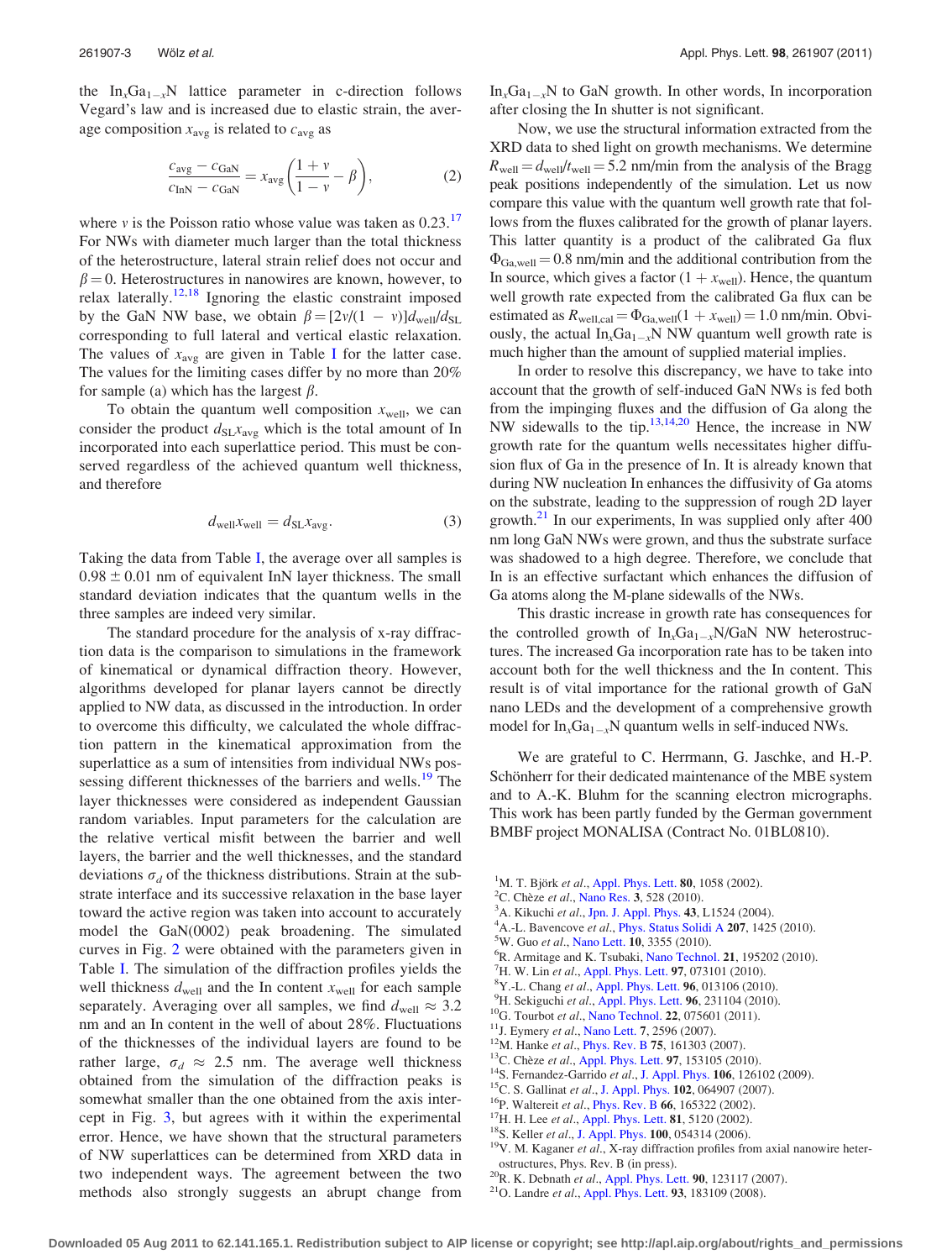the $In_xGa_{1-x}N$ lattice parameter in c-direction follows Vegard's law and is increased due to elastic strain, the average composition $x_{avg}$ is related to $c_{avg}$ as

$$\frac{c_{avg} - c_{GaN}}{c_{InN} - c_{GaN}} = x_{avg}\left(\frac{1+v}{1-v} - \beta\right), \tag{2}$$

where $v$ is the Poisson ratio whose value was taken as 0.23.[17] For NWs with diameter much larger than the total thickness of the heterostructure, lateral strain relief does not occur and $\beta = 0$. Heterostructures in nanowires are known, however, to relax laterally.[12,18] Ignoring the elastic constraint imposed by the GaN NW base, we obtain $\beta = [2v/(1-v)]d_{well}/d_{SL}$ corresponding to full lateral and vertical elastic relaxation. The values of $x_{avg}$ are given in Table I for the latter case. The values for the limiting cases differ by no more than 20% for sample (a) which has the largest $\beta$.

To obtain the quantum well composition $x_{well}$, we can consider the product $d_{SL}x_{avg}$ which is the total amount of In incorporated into each superlattice period. This must be conserved regardless of the achieved quantum well thickness, and therefore

$$d_{well}x_{well} = d_{SL}x_{avg}. \tag{3}$$

Taking the data from Table I, the average over all samples is $0.98 \pm 0.01$ nm of equivalent InN layer thickness. The small standard deviation indicates that the quantum wells in the three samples are indeed very similar.

The standard procedure for the analysis of x-ray diffraction data is the comparison to simulations in the framework of kinematical or dynamical diffraction theory. However, algorithms developed for planar layers cannot be directly applied to NW data, as discussed in the introduction. In order to overcome this difficulty, we calculated the whole diffraction pattern in the kinematical approximation from the superlattice as a sum of intensities from individual NWs possessing different thicknesses of the barriers and wells.[19] The layer thicknesses were considered as independent Gaussian random variables. Input parameters for the calculation are the relative vertical misfit between the barrier and well layers, the barrier and the well thicknesses, and the standard deviations $\sigma_d$ of the thickness distributions. Strain at the substrate interface and its successive relaxation in the base layer toward the active region was taken into account to accurately model the GaN(0002) peak broadening. The simulated curves in Fig. 2 were obtained with the parameters given in Table I. The simulation of the diffraction profiles yields the well thickness $d_{well}$ and the In content $x_{well}$ for each sample separately. Averaging over all samples, we find $d_{well} \approx 3.2$ nm and an In content in the well of about 28%. Fluctuations of the thicknesses of the individual layers are found to be rather large, $\sigma_d \approx 2.5$ nm. The average well thickness obtained from the simulation of the diffraction peaks is somewhat smaller than the one obtained from the axis intercept in Fig. 3, but agrees with it within the experimental error. Hence, we have shown that the structural parameters of NW superlattices can be determined from XRD data in two independent ways. The agreement between the two methods also strongly suggests an abrupt change from $In_xGa_{1-x}N$ to GaN growth. In other words, In incorporation after closing the In shutter is not significant.

Now, we use the structural information extracted from the XRD data to shed light on growth mechanisms. We determine $R_{well} = d_{well}/t_{well} = 5.2$ nm/min from the analysis of the Bragg peak positions independently of the simulation. Let us now compare this value with the quantum well growth rate that follows from the fluxes calibrated for the growth of planar layers. This latter quantity is a product of the calibrated Ga flux $\Phi_{Ga,well} = 0.8$ nm/min and the additional contribution from the In source, which gives a factor $(1 + x_{well})$. Hence, the quantum well growth rate expected from the calibrated Ga flux can be estimated as $R_{well,cal} = \Phi_{Ga,well}(1 + x_{well}) = 1.0$ nm/min. Obviously, the actual $In_xGa_{1-x}N$ NW quantum well growth rate is much higher than the amount of supplied material implies.

In order to resolve this discrepancy, we have to take into account that the growth of self-induced GaN NWs is fed both from the impinging fluxes and the diffusion of Ga along the NW sidewalls to the tip.[13,14,20] Hence, the increase in NW growth rate for the quantum wells necessitates higher diffusion flux of Ga in the presence of In. It is already known that during NW nucleation In enhances the diffusivity of Ga atoms on the substrate, leading to the suppression of rough 2D layer growth.[21] In our experiments, In was supplied only after 400 nm long GaN NWs were grown, and thus the substrate surface was shadowed to a high degree. Therefore, we conclude that In is an effective surfactant which enhances the diffusion of Ga atoms along the M-plane sidewalls of the NWs.

This drastic increase in growth rate has consequences for the controlled growth of $In_xGa_{1-x}N$/GaN NW heterostructures. The increased Ga incorporation rate has to be taken into account both for the well thickness and the In content. This result is of vital importance for the rational growth of GaN nano LEDs and the development of a comprehensive growth model for $In_xGa_{1-x}N$ quantum wells in self-induced NWs.

We are grateful to C. Herrmann, G. Jaschke, and H.-P. Schönherr for their dedicated maintenance of the MBE system and to A.-K. Bluhm for the scanning electron micrographs. This work has been partly funded by the German government BMBF project MONALISA (Contract No. 01BL0810).

[1] M. T. Björk *et al.*, Appl. Phys. Lett. **80**, 1058 (2002).
[2] C. Chèze *et al.*, Nano Res. **3**, 528 (2010).
[3] A. Kikuchi *et al.*, Jpn. J. Appl. Phys. **43**, L1524 (2004).
[4] A.-L. Bavencove *et al.*, Phys. Status Solidi A **207**, 1425 (2010).
[5] W. Guo *et al.*, Nano Lett. **10**, 3355 (2010).
[6] R. Armitage and K. Tsubaki, Nano Technol. **21**, 195202 (2010).
[7] H. W. Lin *et al.*, Appl. Phys. Lett. **97**, 073101 (2010).
[8] Y.-L. Chang *et al.*, Appl. Phys. Lett. **96**, 013106 (2010).
[9] H. Sekiguchi *et al.*, Appl. Phys. Lett. **96**, 231104 (2010).
[10] G. Tourbot *et al.*, Nano Technol. **22**, 075601 (2011).
[11] J. Eymery *et al.*, Nano Lett. **7**, 2596 (2007).
[12] M. Hanke *et al.*, Phys. Rev. B **75**, 161303 (2007).
[13] C. Chèze *et al.*, Appl. Phys. Lett. **97**, 153105 (2010).
[14] S. Fernandez-Garrido *et al.*, J. Appl. Phys. **106**, 126102 (2009).
[15] C. S. Gallinat *et al.*, J. Appl. Phys. **102**, 064907 (2007).
[16] P. Waltereit *et al.*, Phys. Rev. B **66**, 165322 (2002).
[17] H. H. Lee *et al.*, Appl. Phys. Lett. **81**, 5120 (2002).
[18] S. Keller *et al.*, J. Appl. Phys. **100**, 054314 (2006).
[19] V. M. Kaganer *et al.*, X-ray diffraction profiles from axial nanowire heterostructures, Phys. Rev. B (in press).
[20] R. K. Debnath *et al.*, Appl. Phys. Lett. **90**, 123117 (2007).
[21] O. Landre *et al.*, Appl. Phys. Lett. **93**, 183109 (2008).